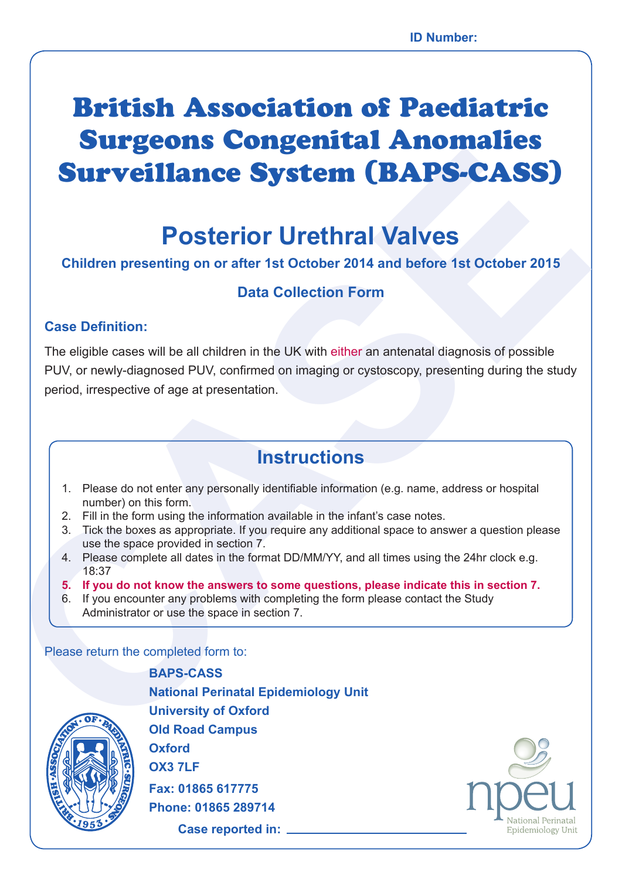ID Number:

# British Association of Paediatric Surgeons Congenital Anomalies Surveillance System (BAPS-CASS)

## Posterior Urethral Valves

**Children presenting on or after 1st October 2014 and before 1st October 2015**

**Data Collection Form**

### Case Definition:

The eligible cases will be all children in the UK with either an antenatal diagnosis of possible PUV, or newly-diagnosed PUV, confirmed on imaging or cystoscopy, presenting during the study period, irrespective of age at presentation.

## Instructions

1. Please do not enter any personally identifiable information (e.g. name, address or hospital number) on this form.
2. Fill in the form using the information available in the infant's case notes.
3. Tick the boxes as appropriate. If you require any additional space to answer a question please use the space provided in section 7.
4. Please complete all dates in the format DD/MM/YY, and all times using the 24hr clock e.g. 18:37
5. **If you do not know the answers to some questions, please indicate this in section 7.**
6. If you encounter any problems with completing the form please contact the Study Administrator or use the space in section 7.

Please return the completed form to:

**BAPS-CASS**
**National Perinatal Epidemiology Unit**
**University of Oxford**
**Old Road Campus**
**Oxford**
**OX3 7LF**
**Fax: 01865 617775**
**Phone: 01865 289714**

**Case reported in:** ______________________

npeu National Perinatal Epidemiology Unit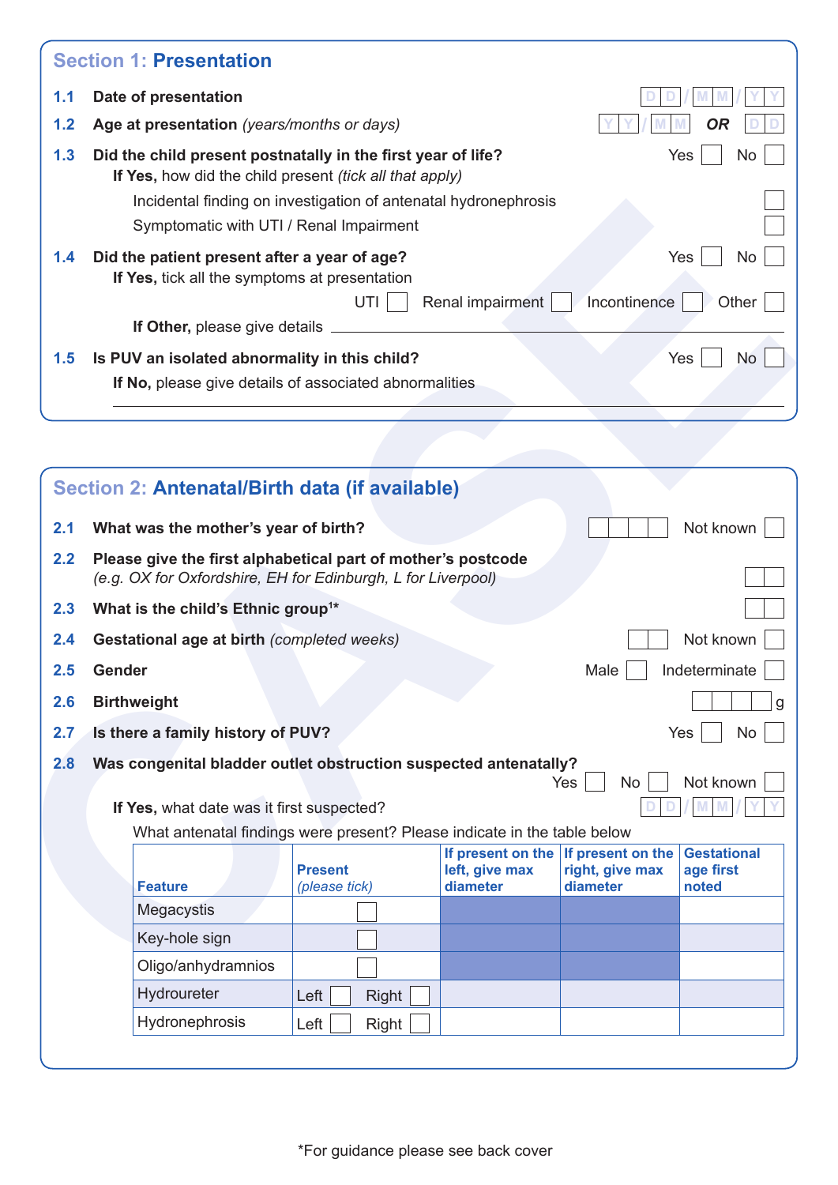## Section 1: Presentation

**1.1 Date of presentation** D D / M M / Y Y

**1.2 Age at presentation** *(years/months or days)* Y Y / M M **OR** D D

**1.3 Did the child present postnatally in the first year of life?** Yes ☐ No ☐

**If Yes,** how did the child present *(tick all that apply)*

- Incidental finding on investigation of antenatal hydronephrosis ☐
- Symptomatic with UTI / Renal Impairment ☐

**1.4 Did the patient present after a year of age?** Yes ☐ No ☐

**If Yes,** tick all the symptoms at presentation

UTI ☐ Renal impairment ☐ Incontinence ☐ Other ☐

**If Other,** please give details ______________________

**1.5 Is PUV an isolated abnormality in this child?** Yes ☐ No ☐

**If No,** please give details of associated abnormalities

______________________

## Section 2: Antenatal/Birth data (if available)

**2.1 What was the mother's year of birth?** ☐☐☐☐ Not known ☐

**2.2 Please give the first alphabetical part of mother's postcode**
*(e.g. OX for Oxfordshire, EH for Edinburgh, L for Liverpool)* ☐☐

**2.3 What is the child's Ethnic group[1]*** ☐☐

**2.4 Gestational age at birth** *(completed weeks)* ☐☐ Not known ☐

**2.5 Gender** Male ☐ Indeterminate ☐

**2.6 Birthweight** ☐☐☐☐ g

**2.7 Is there a family history of PUV?** Yes ☐ No ☐

**2.8 Was congenital bladder outlet obstruction suspected antenatally?** Yes ☐ No ☐ Not known ☐

**If Yes,** what date was it first suspected? D D / M M / Y Y

What antenatal findings were present? Please indicate in the table below

| Feature | Present *(please tick)* | If present on the left, give max diameter | If present on the right, give max diameter | Gestational age first noted |
|---|---|---|---|---|
| Megacystis | ☐ | | | |
| Key-hole sign | ☐ | | | |
| Oligo/anhydramnios | ☐ | | | |
| Hydroureter | Left ☐ Right ☐ | | | |
| Hydronephrosis | Left ☐ Right ☐ | | | |

*For guidance please see back cover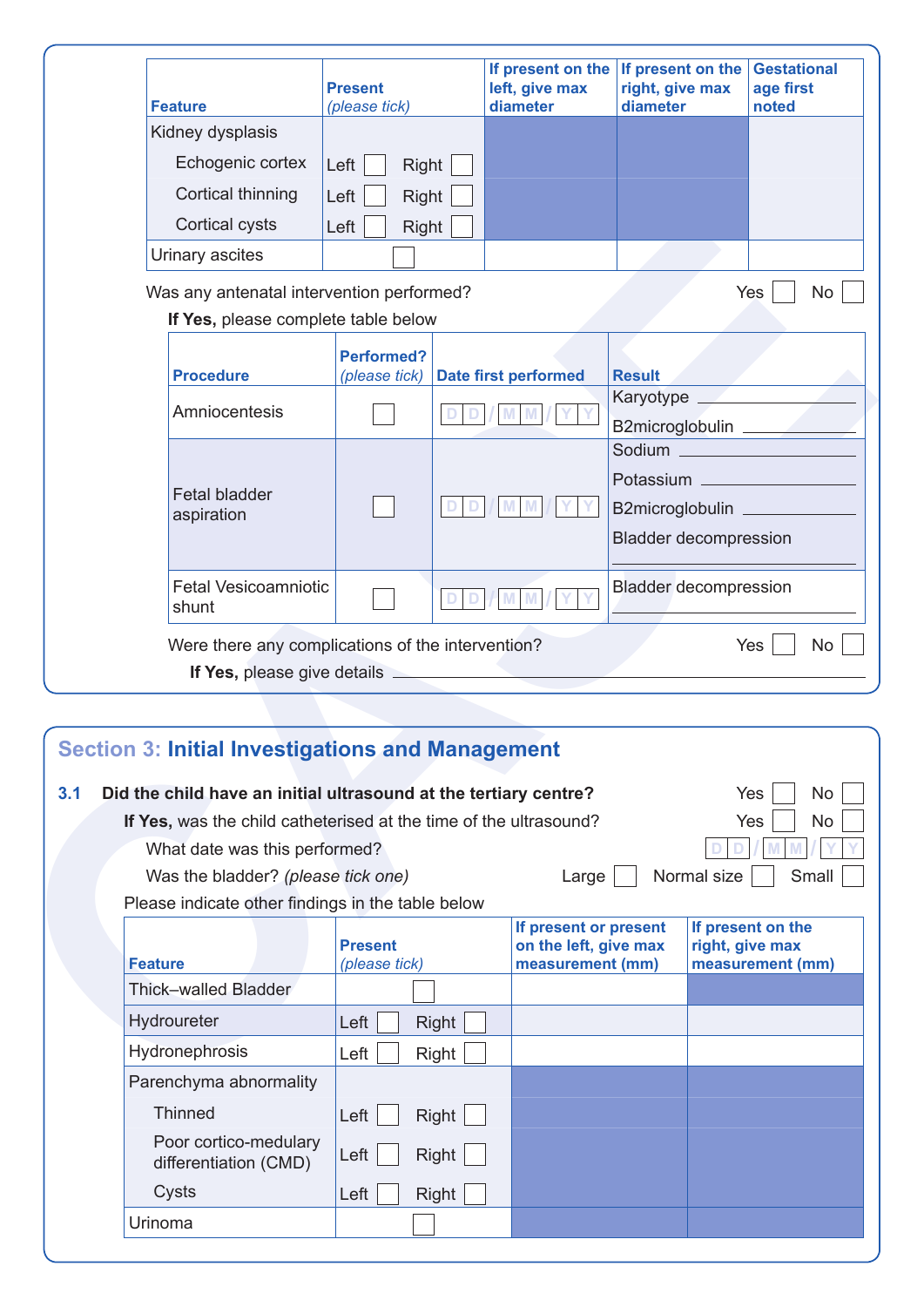| Feature | Present *(please tick)* | If present on the left, give max diameter | If present on the right, give max diameter | Gestational age first noted |
|---|---|---|---|---|
| Kidney dysplasis | | | | |
| Echogenic cortex | Left ☐ Right ☐ | | | |
| Cortical thinning | Left ☐ Right ☐ | | | |
| Cortical cysts | Left ☐ Right ☐ | | | |
| Urinary ascites | ☐ | | | |

Was any antenatal intervention performed? Yes ☐ No ☐

**If Yes,** please complete table below

| Procedure | Performed? *(please tick)* | Date first performed | Result |
|---|---|---|---|
| Amniocentesis | ☐ | D D / M M / Y Y | Karyotype ________ B2microglobulin ________ |
| Fetal bladder aspiration | ☐ | D D / M M / Y Y | Sodium ________ Potassium ________ B2microglobulin ________ Bladder decompression ________ |
| Fetal Vesicoamniotic shunt | ☐ | D D / M M / Y Y | Bladder decompression ________ |

Were there any complications of the intervention? Yes ☐ No ☐

**If Yes,** please give details ________________________________

## Section 3: Initial Investigations and Management

**3.1 Did the child have an initial ultrasound at the tertiary centre?** Yes ☐ No ☐

**If Yes,** was the child catheterised at the time of the ultrasound? Yes ☐ No ☐

What date was this performed? D D / M M / Y Y

Was the bladder? *(please tick one)* Large ☐ Normal size ☐ Small ☐

Please indicate other findings in the table below

| Feature | Present *(please tick)* | If present or present on the left, give max measurement (mm) | If present on the right, give max measurement (mm) |
|---|---|---|---|
| Thick–walled Bladder | ☐ | | |
| Hydroureter | Left ☐ Right ☐ | | |
| Hydronephrosis | Left ☐ Right ☐ | | |
| Parenchyma abnormality | | | |
| Thinned | Left ☐ Right ☐ | | |
| Poor cortico-medulary differentiation (CMD) | Left ☐ Right ☐ | | |
| Cysts | Left ☐ Right ☐ | | |
| Urinoma | ☐ | | |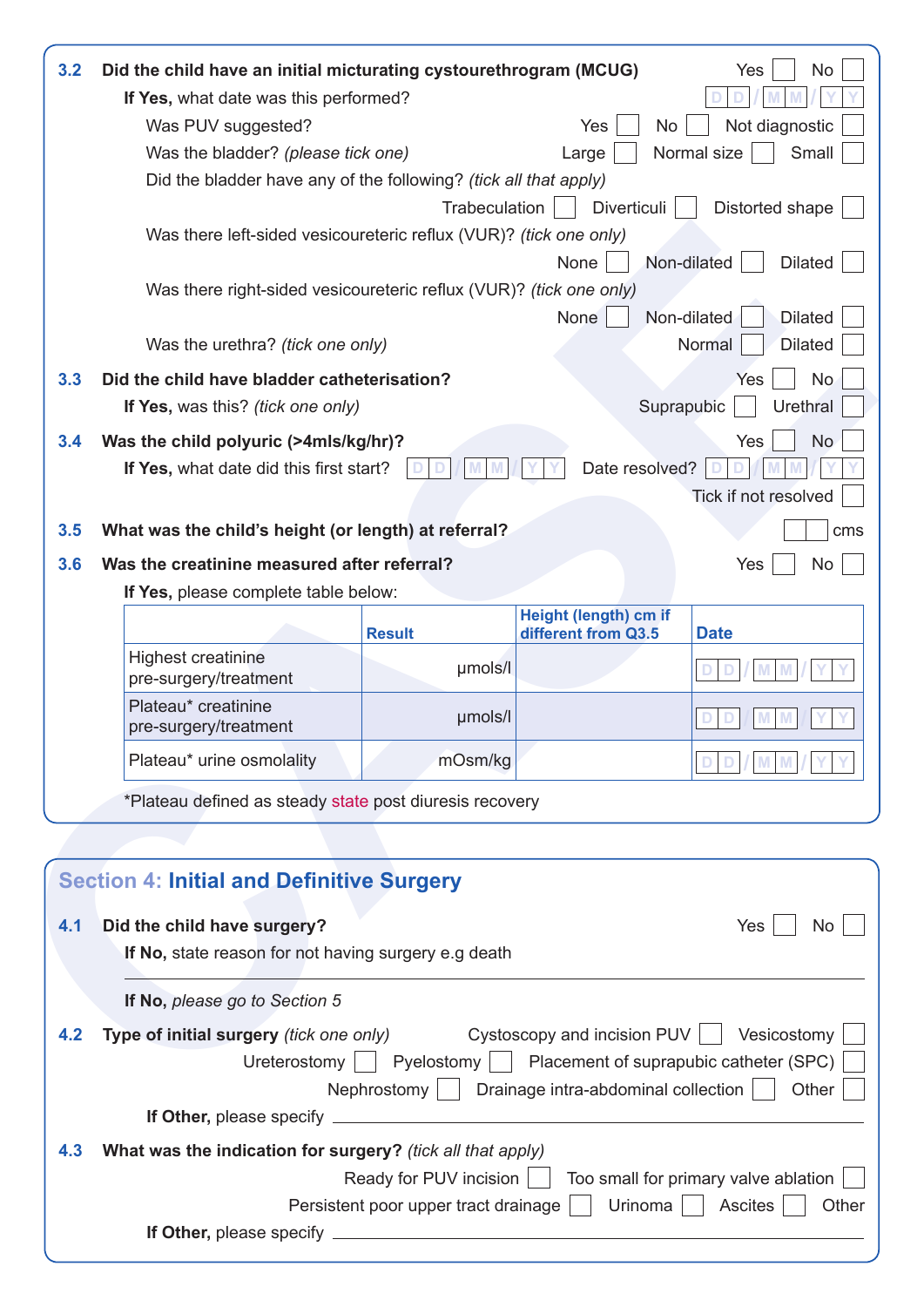**3.2 Did the child have an initial micturating cystourethrogram (MCUG)** Yes ☐ No ☐

**If Yes,** what date was this performed? DD/MM/YY

Was PUV suggested? Yes ☐ No ☐ Not diagnostic ☐

Was the bladder? *(please tick one)* Large ☐ Normal size ☐ Small ☐

Did the bladder have any of the following? *(tick all that apply)*

Trabeculation ☐ Diverticuli ☐ Distorted shape ☐

Was there left-sided vesicoureteric reflux (VUR)? *(tick one only)*

None ☐ Non-dilated ☐ Dilated ☐

Was there right-sided vesicoureteric reflux (VUR)? *(tick one only)*

None ☐ Non-dilated ☐ Dilated ☐

Was the urethra? *(tick one only)* Normal ☐ Dilated ☐

**3.3 Did the child have bladder catheterisation?** Yes ☐ No ☐

**If Yes,** was this? *(tick one only)* Suprapubic ☐ Urethral ☐

**3.4 Was the child polyuric (>4mls/kg/hr)?** Yes ☐ No ☐

**If Yes,** what date did this first start? DD/MM/YY Date resolved? DD/MM/YY

Tick if not resolved ☐

**3.5 What was the child's height (or length) at referral?** ☐☐ cms

**3.6 Was the creatinine measured after referral?** Yes ☐ No ☐

**If Yes,** please complete table below:

| | Result | Height (length) cm if different from Q3.5 | Date |
|---|---|---|---|
| Highest creatinine pre-surgery/treatment | µmols/l | | DD/MM/YY |
| Plateau* creatinine pre-surgery/treatment | µmols/l | | DD/MM/YY |
| Plateau* urine osmolality | mOsm/kg | | DD/MM/YY |

*Plateau defined as steady state post diuresis recovery

## Section 4: Initial and Definitive Surgery

**4.1 Did the child have surgery?** Yes ☐ No ☐

**If No,** state reason for not having surgery e.g death

_______________________________________________

**If No,** *please go to Section 5*

**4.2 Type of initial surgery** *(tick one only)*

Cystoscopy and incision PUV ☐ Vesicostomy ☐

Ureterostomy ☐ Pyelostomy ☐ Placement of suprapubic catheter (SPC) ☐

Nephrostomy ☐ Drainage intra-abdominal collection ☐ Other ☐

**If Other,** please specify _______________________________________________

**4.3 What was the indication for surgery?** *(tick all that apply)*

Ready for PUV incision ☐ Too small for primary valve ablation ☐

Persistent poor upper tract drainage ☐ Urinoma ☐ Ascites ☐ Other ☐

**If Other,** please specify _______________________________________________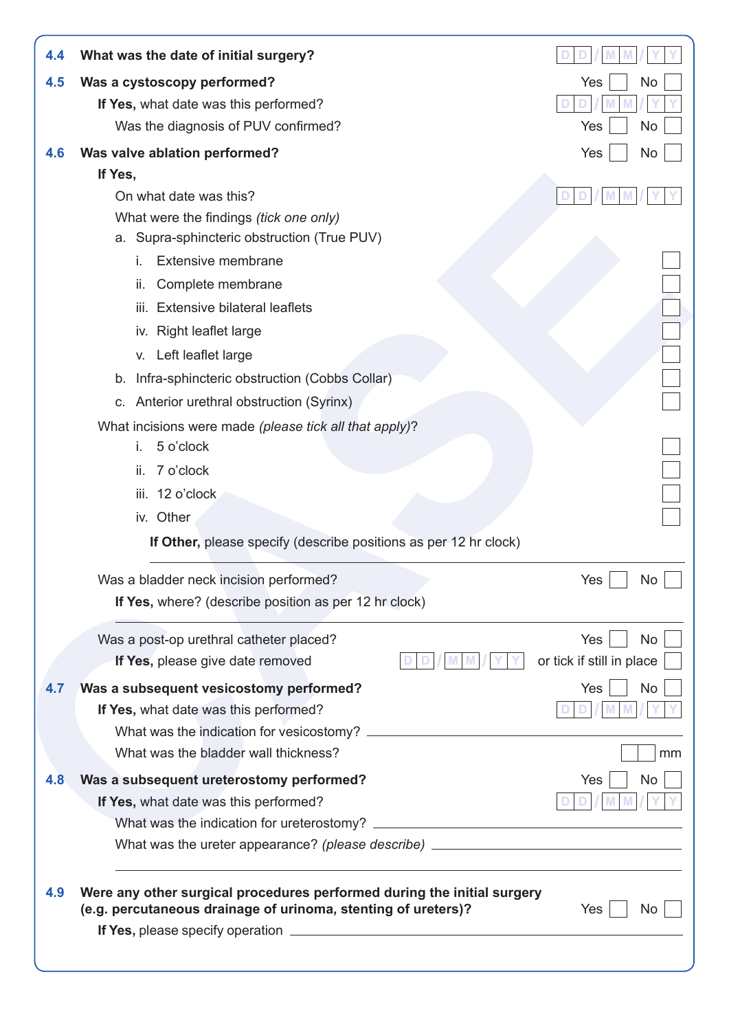**4.4 What was the date of initial surgery?** DD/MM/YY

**4.5 Was a cystoscopy performed?** Yes ☐ No ☐

**If Yes,** what date was this performed? DD/MM/YY

Was the diagnosis of PUV confirmed? Yes ☐ No ☐

**4.6 Was valve ablation performed?** Yes ☐ No ☐

**If Yes,**

On what date was this? DD/MM/YY

What were the findings *(tick one only)*

a. Supra-sphincteric obstruction (True PUV)
   - i. Extensive membrane ☐
   - ii. Complete membrane ☐
   - iii. Extensive bilateral leaflets ☐
   - iv. Right leaflet large ☐
   - v. Left leaflet large ☐

b. Infra-sphincteric obstruction (Cobbs Collar) ☐

c. Anterior urethral obstruction (Syrinx) ☐

What incisions were made *(please tick all that apply)*?

- i. 5 o'clock ☐
- ii. 7 o'clock ☐
- iii. 12 o'clock ☐
- iv. Other ☐

**If Other,** please specify (describe positions as per 12 hr clock) \_\_\_\_\_\_\_\_\_\_

Was a bladder neck incision performed? Yes ☐ No ☐

**If Yes,** where? (describe position as per 12 hr clock) \_\_\_\_\_\_\_\_\_\_

Was a post-op urethral catheter placed? Yes ☐ No ☐

**If Yes,** please give date removed DD/MM/YY or tick if still in place ☐

**4.7 Was a subsequent vesicostomy performed?** Yes ☐ No ☐

**If Yes,** what date was this performed? DD/MM/YY

What was the indication for vesicostomy? \_\_\_\_\_\_\_\_\_\_

What was the bladder wall thickness? \_\_ mm

**4.8 Was a subsequent ureterostomy performed?** Yes ☐ No ☐

**If Yes,** what date was this performed? DD/MM/YY

What was the indication for ureterostomy? \_\_\_\_\_\_\_\_\_\_

What was the ureter appearance? *(please describe)* \_\_\_\_\_\_\_\_\_\_

**4.9 Were any other surgical procedures performed during the initial surgery (e.g. percutaneous drainage of urinoma, stenting of ureters)?** Yes ☐ No ☐

**If Yes,** please specify operation \_\_\_\_\_\_\_\_\_\_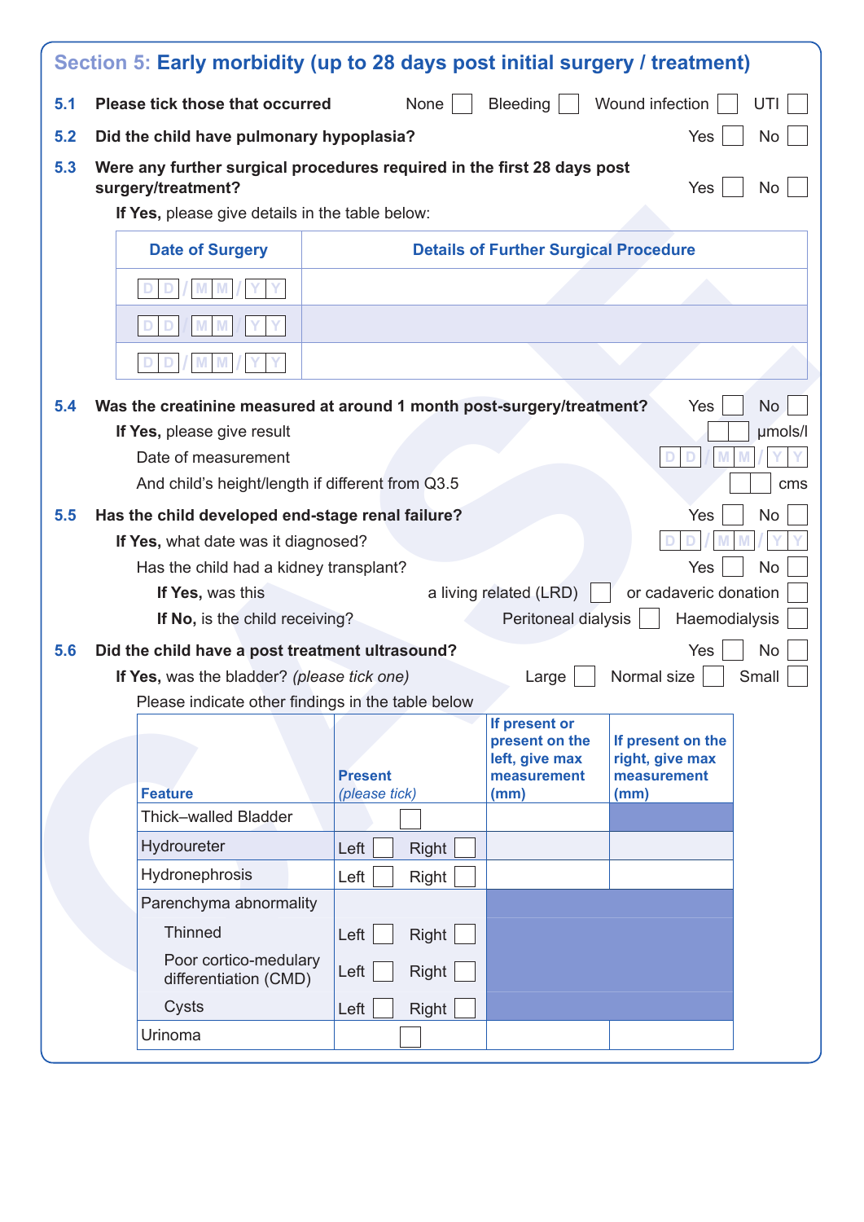## Section 5: Early morbidity (up to 28 days post initial surgery / treatment)

**5.1 Please tick those that occurred** None ☐ Bleeding ☐ Wound infection ☐ UTI ☐

**5.2 Did the child have pulmonary hypoplasia?** Yes ☐ No ☐

**5.3 Were any further surgical procedures required in the first 28 days post surgery/treatment?** Yes ☐ No ☐

**If Yes,** please give details in the table below:

| Date of Surgery | Details of Further Surgical Procedure |
|---|---|
| DD/MM/YY | |
| DD/MM/YY | |
| DD/MM/YY | |

**5.4 Was the creatinine measured at around 1 month post-surgery/treatment?** Yes ☐ No ☐

**If Yes,** please give result ☐☐ μmols/l

Date of measurement DD/MM/YY

And child's height/length if different from Q3.5 ☐☐ cms

**5.5 Has the child developed end-stage renal failure?** Yes ☐ No ☐

**If Yes,** what date was it diagnosed? DD/MM/YY

Has the child had a kidney transplant? Yes ☐ No ☐

**If Yes,** was this a living related (LRD) ☐ or cadaveric donation ☐

**If No,** is the child receiving? Peritoneal dialysis ☐ Haemodialysis ☐

**5.6 Did the child have a post treatment ultrasound?** Yes ☐ No ☐

**If Yes,** was the bladder? *(please tick one)* Large ☐ Normal size ☐ Small ☐

Please indicate other findings in the table below

| Feature | Present *(please tick)* | If present or present on the left, give max measurement (mm) | If present on the right, give max measurement (mm) |
|---|---|---|---|
| Thick–walled Bladder | ☐ | | |
| Hydroureter | Left ☐ Right ☐ | | |
| Hydronephrosis | Left ☐ Right ☐ | | |
| Parenchyma abnormality | | | |
| Thinned | Left ☐ Right ☐ | | |
| Poor cortico-medulary differentiation (CMD) | Left ☐ Right ☐ | | |
| Cysts | Left ☐ Right ☐ | | |
| Urinoma | ☐ | | |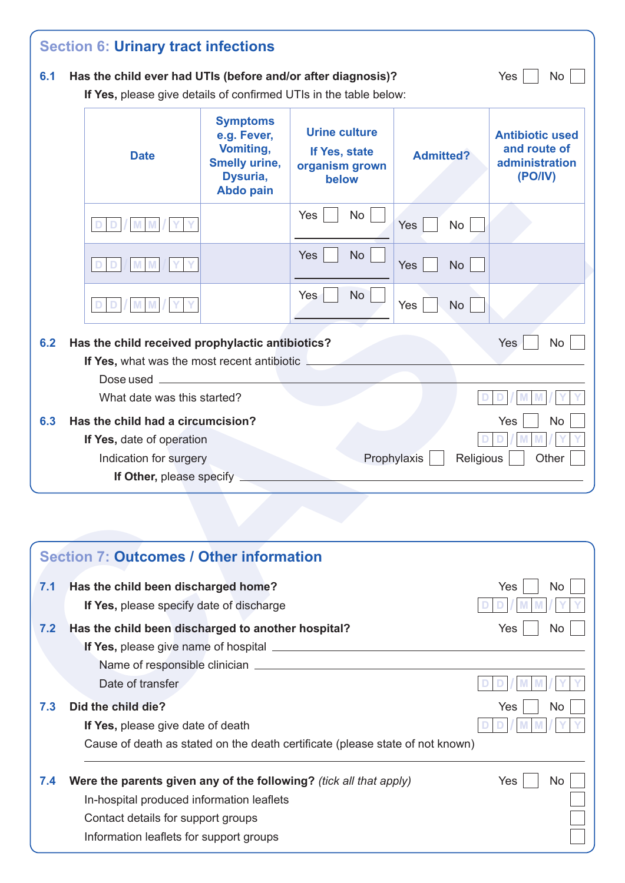## Section 6: Urinary tract infections

**6.1 Has the child ever had UTIs (before and/or after diagnosis)?** Yes ☐ No ☐

**If Yes,** please give details of confirmed UTIs in the table below:

| Date | Symptoms e.g. Fever, Vomiting, Smelly urine, Dysuria, Abdo pain | Urine culture If Yes, state organism grown below | Admitted? | Antibiotic used and route of administration (PO/IV) |
|---|---|---|---|---|
| DD/MM/YY | | Yes ☐ No ☐ | Yes ☐ No ☐ | |
| DD/MM/YY | | Yes ☐ No ☐ | Yes ☐ No ☐ | |
| DD/MM/YY | | Yes ☐ No ☐ | Yes ☐ No ☐ | |

**6.2 Has the child received prophylactic antibiotics?** Yes ☐ No ☐

**If Yes,** what was the most recent antibiotic ______________________

Dose used ______________________

What date was this started? DD/MM/YY

**6.3 Has the child had a circumcision?** Yes ☐ No ☐

**If Yes,** date of operation DD/MM/YY

Indication for surgery Prophylaxis ☐ Religious ☐ Other ☐

**If Other,** please specify ______________________

## Section 7: Outcomes / Other information

**7.1 Has the child been discharged home?** Yes ☐ No ☐

**If Yes,** please specify date of discharge DD/MM/YY

**7.2 Has the child been discharged to another hospital?** Yes ☐ No ☐

**If Yes,** please give name of hospital ______________________

Name of responsible clinician ______________________

Date of transfer DD/MM/YY

**7.3 Did the child die?** Yes ☐ No ☐

**If Yes,** please give date of death DD/MM/YY

Cause of death as stated on the death certificate (please state of not known)

______________________

**7.4 Were the parents given any of the following?** *(tick all that apply)* Yes ☐ No ☐

In-hospital produced information leaflets ☐

Contact details for support groups ☐

Information leaflets for support groups ☐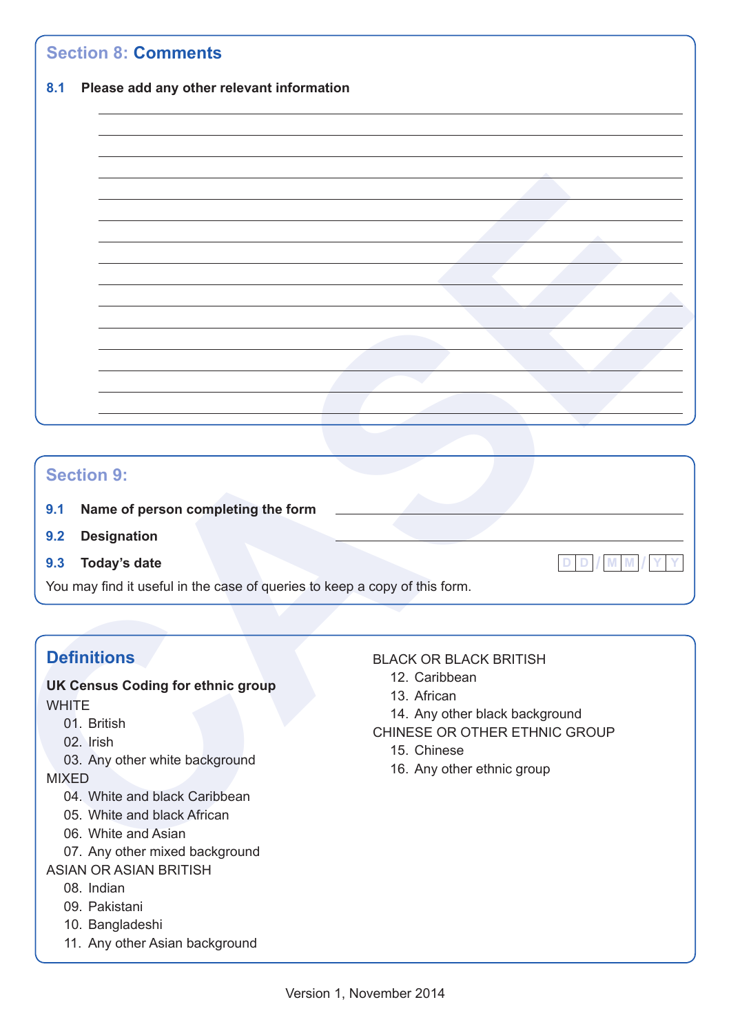## Section 8: Comments

**8.1 Please add any other relevant information**

## Section 9:

**9.1 Name of person completing the form**

**9.2 Designation**

**9.3 Today's date** D D / M M / Y Y

You may find it useful in the case of queries to keep a copy of this form.

## Definitions

**UK Census Coding for ethnic group**

WHITE

- 01. British
- 02. Irish
- 03. Any other white background

MIXED

- 04. White and black Caribbean
- 05. White and black African
- 06. White and Asian
- 07. Any other mixed background

ASIAN OR ASIAN BRITISH

- 08. Indian
- 09. Pakistani
- 10. Bangladeshi
- 11. Any other Asian background

BLACK OR BLACK BRITISH

- 12. Caribbean
- 13. African
- 14. Any other black background

CHINESE OR OTHER ETHNIC GROUP

- 15. Chinese
- 16. Any other ethnic group

Version 1, November 2014